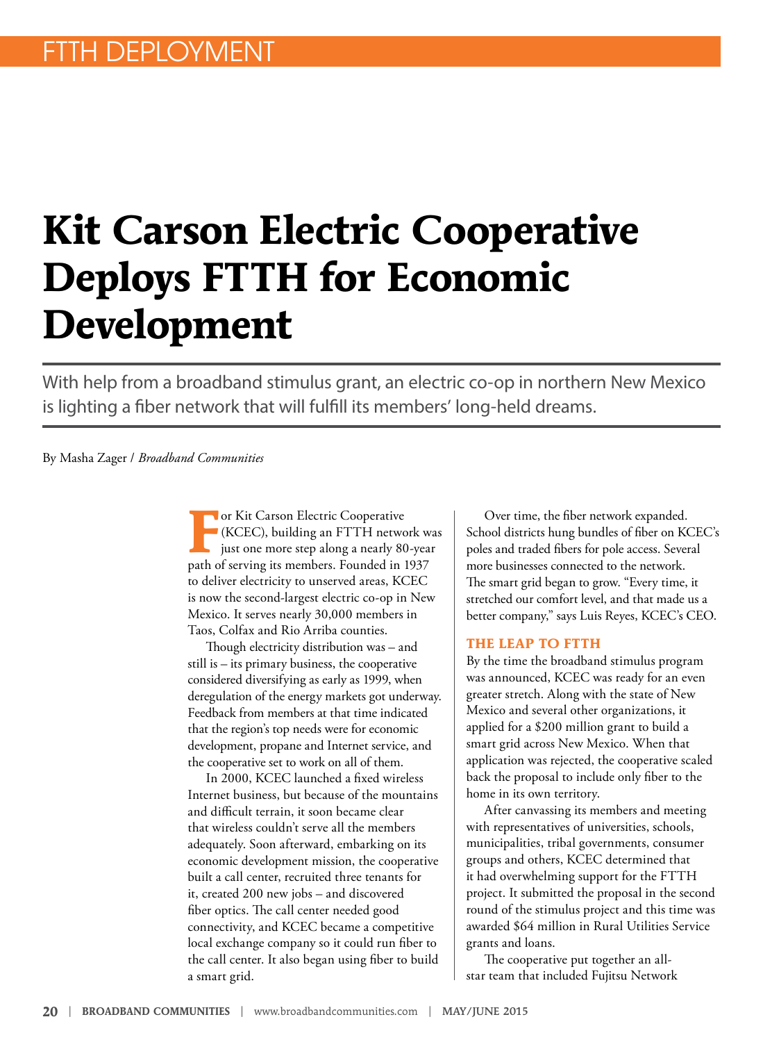FTTH DEPLOYMENT

# Kit Carson Electric Cooperative Deploys FTTH for Economic Development

With help from a broadband stimulus grant, an electric co-op in northern New Mexico is lighting a fiber network that will fulfill its members' long-held dreams.

By Masha Zager / *Broadband Communities*

For Kit Carson Electric Cooperative (KCEC), building an FTTH network was just one more step along a nearly 80-year path of serving its members. Founded in 1937 to deliver electricity to unserved areas, KCEC is now the second-largest electric co-op in New Mexico. It serves nearly 30,000 members in Taos, Colfax and Rio Arriba counties.

Though electricity distribution was – and still is – its primary business, the cooperative considered diversifying as early as 1999, when deregulation of the energy markets got underway. Feedback from members at that time indicated that the region's top needs were for economic development, propane and Internet service, and the cooperative set to work on all of them.

In 2000, KCEC launched a fixed wireless Internet business, but because of the mountains and difficult terrain, it soon became clear that wireless couldn't serve all the members adequately. Soon afterward, embarking on its economic development mission, the cooperative built a call center, recruited three tenants for it, created 200 new jobs – and discovered fiber optics. The call center needed good connectivity, and KCEC became a competitive local exchange company so it could run fiber to the call center. It also began using fiber to build a smart grid.

Over time, the fiber network expanded. School districts hung bundles of fiber on KCEC's poles and traded fibers for pole access. Several more businesses connected to the network. The smart grid began to grow. "Every time, it stretched our comfort level, and that made us a better company," says Luis Reyes, KCEC's CEO.

### THE LEAP TO FTTH

By the time the broadband stimulus program was announced, KCEC was ready for an even greater stretch. Along with the state of New Mexico and several other organizations, it applied for a $200 million grant to build a smart grid across New Mexico. When that application was rejected, the cooperative scaled back the proposal to include only fiber to the home in its own territory.

After canvassing its members and meeting with representatives of universities, schools, municipalities, tribal governments, consumer groups and others, KCEC determined that it had overwhelming support for the FTTH project. It submitted the proposal in the second round of the stimulus project and this time was awarded $64 million in Rural Utilities Service grants and loans.

The cooperative put together an all-star team that included Fujitsu Network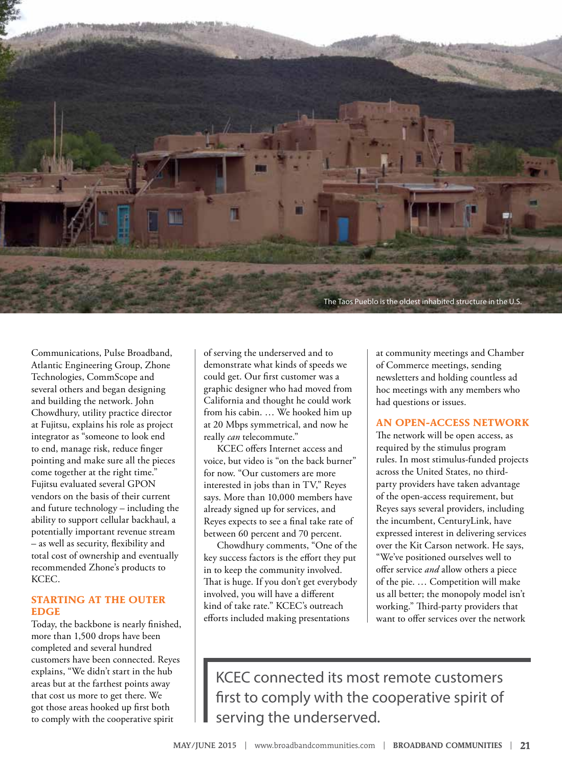The Taos Pueblo is the oldest inhabited structure in the U.S.

Communications, Pulse Broadband, Atlantic Engineering Group, Zhone Technologies, CommScope and several others and began designing and building the network. John Chowdhury, utility practice director at Fujitsu, explains his role as project integrator as "someone to look end to end, manage risk, reduce finger pointing and make sure all the pieces come together at the right time." Fujitsu evaluated several GPON vendors on the basis of their current and future technology – including the ability to support cellular backhaul, a potentially important revenue stream – as well as security, flexibility and total cost of ownership and eventually recommended Zhone's products to KCEC.

## STARTING AT THE OUTER EDGE

Today, the backbone is nearly finished, more than 1,500 drops have been completed and several hundred customers have been connected. Reyes explains, "We didn't start in the hub areas but at the farthest points away that cost us more to get there. We got those areas hooked up first both to comply with the cooperative spirit of serving the underserved and to demonstrate what kinds of speeds we could get. Our first customer was a graphic designer who had moved from California and thought he could work from his cabin. … We hooked him up at 20 Mbps symmetrical, and now he really *can* telecommute."

KCEC offers Internet access and voice, but video is "on the back burner" for now. "Our customers are more interested in jobs than in TV," Reyes says. More than 10,000 members have already signed up for services, and Reyes expects to see a final take rate of between 60 percent and 70 percent.

Chowdhury comments, "One of the key success factors is the effort they put in to keep the community involved. That is huge. If you don't get everybody involved, you will have a different kind of take rate." KCEC's outreach efforts included making presentations at community meetings and Chamber of Commerce meetings, sending newsletters and holding countless ad hoc meetings with any members who had questions or issues.

## AN OPEN-ACCESS NETWORK

The network will be open access, as required by the stimulus program rules. In most stimulus-funded projects across the United States, no third-party providers have taken advantage of the open-access requirement, but Reyes says several providers, including the incumbent, CenturyLink, have expressed interest in delivering services over the Kit Carson network. He says, "We've positioned ourselves well to offer service *and* allow others a piece of the pie. … Competition will make us all better; the monopoly model isn't working." Third-party providers that want to offer services over the network

> KCEC connected its most remote customers first to comply with the cooperative spirit of serving the underserved.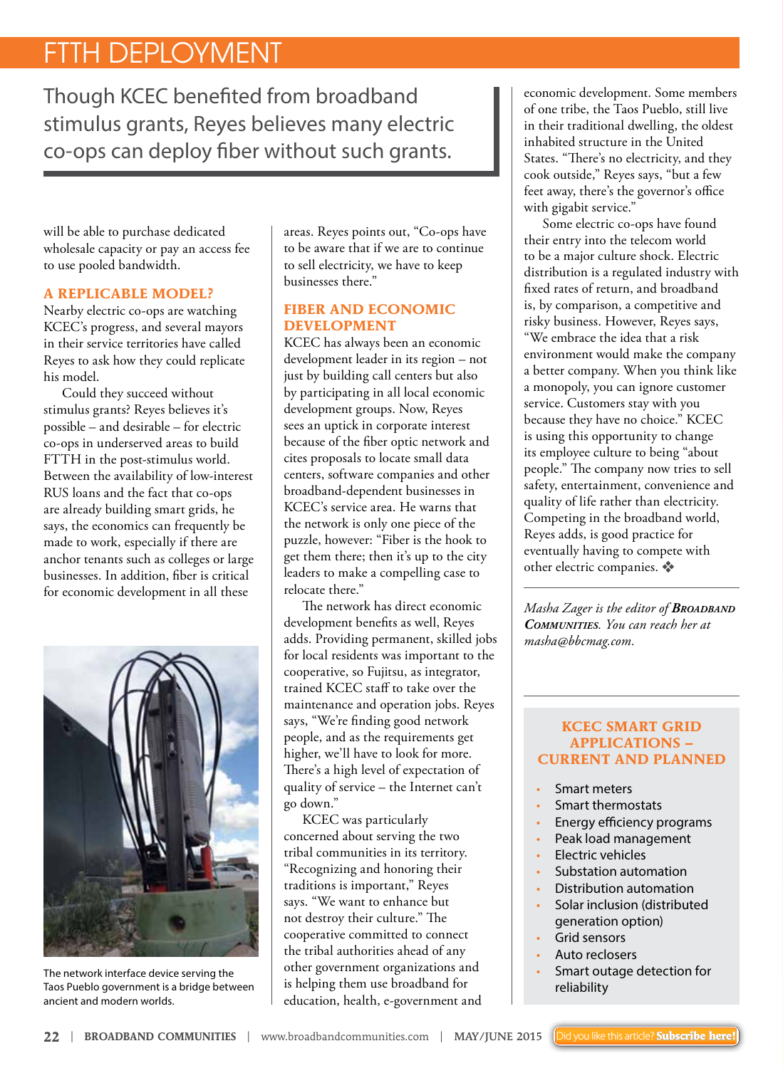Though KCEC benefited from broadband stimulus grants, Reyes believes many electric co-ops can deploy fiber without such grants.

will be able to purchase dedicated wholesale capacity or pay an access fee to use pooled bandwidth.

## A REPLICABLE MODEL?

Nearby electric co-ops are watching KCEC's progress, and several mayors in their service territories have called Reyes to ask how they could replicate his model.

Could they succeed without stimulus grants? Reyes believes it's possible – and desirable – for electric co-ops in underserved areas to build FTTH in the post-stimulus world. Between the availability of low-interest RUS loans and the fact that co-ops are already building smart grids, he says, the economics can frequently be made to work, especially if there are anchor tenants such as colleges or large businesses. In addition, fiber is critical for economic development in all these areas. Reyes points out, "Co-ops have to be aware that if we are to continue to sell electricity, we have to keep businesses there."

## FIBER AND ECONOMIC DEVELOPMENT

KCEC has always been an economic development leader in its region – not just by building call centers but also by participating in all local economic development groups. Now, Reyes sees an uptick in corporate interest because of the fiber optic network and cites proposals to locate small data centers, software companies and other broadband-dependent businesses in KCEC's service area. He warns that the network is only one piece of the puzzle, however: "Fiber is the hook to get them there; then it's up to the city leaders to make a compelling case to relocate there."

The network has direct economic development benefits as well, Reyes adds. Providing permanent, skilled jobs for local residents was important to the cooperative, so Fujitsu, as integrator, trained KCEC staff to take over the maintenance and operation jobs. Reyes says, "We're finding good network people, and as the requirements get higher, we'll have to look for more. There's a high level of expectation of quality of service – the Internet can't go down."

KCEC was particularly concerned about serving the two tribal communities in its territory. "Recognizing and honoring their traditions is important," Reyes says. "We want to enhance but not destroy their culture." The cooperative committed to connect the tribal authorities ahead of any other government organizations and is helping them use broadband for education, health, e-government and economic development. Some members of one tribe, the Taos Pueblo, still live in their traditional dwelling, the oldest inhabited structure in the United States. "There's no electricity, and they cook outside," Reyes says, "but a few feet away, there's the governor's office with gigabit service."

Some electric co-ops have found their entry into the telecom world to be a major culture shock. Electric distribution is a regulated industry with fixed rates of return, and broadband is, by comparison, a competitive and risky business. However, Reyes says, "We embrace the idea that a risk environment would make the company a better company. When you think like a monopoly, you can ignore customer service. Customers stay with you because they have no choice." KCEC is using this opportunity to change its employee culture to being "about people." The company now tries to sell safety, entertainment, convenience and quality of life rather than electricity. Competing in the broadband world, Reyes adds, is good practice for eventually having to compete with other electric companies. ❖

*Masha Zager is the editor of **Broadband Communities**. You can reach her at masha@bbcmag.com.*

The network interface device serving the Taos Pueblo government is a bridge between ancient and modern worlds.

### KCEC SMART GRID APPLICATIONS – CURRENT AND PLANNED

- Smart meters
- Smart thermostats
- Energy efficiency programs
- Peak load management
- Electric vehicles
- Substation automation
- Distribution automation
- Solar inclusion (distributed generation option)
- Grid sensors
- Auto reclosers
- Smart outage detection for reliability

Did you like this article? **Subscribe here!**